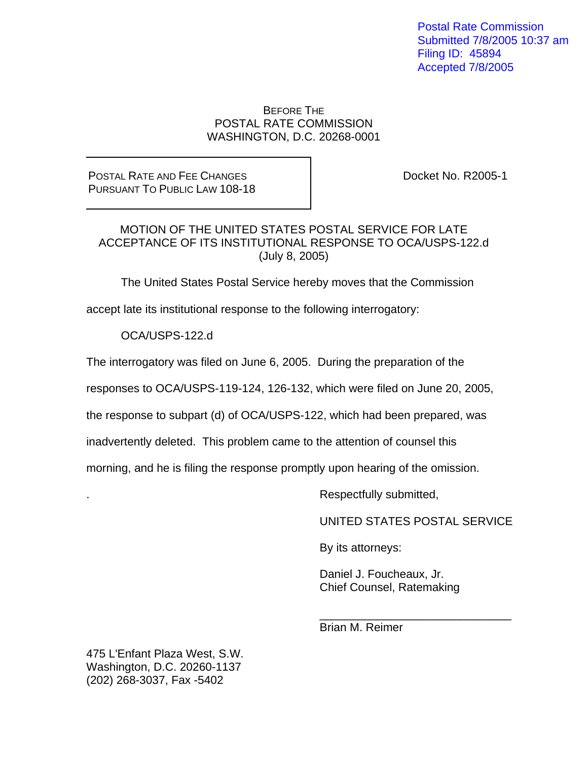Postal Rate Commission
Submitted 7/8/2005 10:37 am
Filing ID: 45894
Accepted 7/8/2005

BEFORE THE
POSTAL RATE COMMISSION
WASHINGTON, D.C. 20268-0001

| POSTAL RATE AND FEE CHANGES PURSUANT TO PUBLIC LAW 108-18 | Docket No. R2005-1 |
| --- | --- |

MOTION OF THE UNITED STATES POSTAL SERVICE FOR LATE ACCEPTANCE OF ITS INSTITUTIONAL RESPONSE TO OCA/USPS-122.d
(July 8, 2005)

The United States Postal Service hereby moves that the Commission accept late its institutional response to the following interrogatory:

OCA/USPS-122.d

The interrogatory was filed on June 6, 2005. During the preparation of the responses to OCA/USPS-119-124, 126-132, which were filed on June 20, 2005, the response to subpart (d) of OCA/USPS-122, which had been prepared, was inadvertently deleted. This problem came to the attention of counsel this morning, and he is filing the response promptly upon hearing of the omission.

.

Respectfully submitted,

UNITED STATES POSTAL SERVICE

By its attorneys:

Daniel J. Foucheaux, Jr.
Chief Counsel, Ratemaking

\_\_\_\_\_\_\_\_\_\_\_\_\_\_\_\_\_\_\_\_\_\_\_\_\_\_\_\_\_\_
Brian M. Reimer

475 L'Enfant Plaza West, S.W.
Washington, D.C. 20260-1137
(202) 268-3037, Fax -5402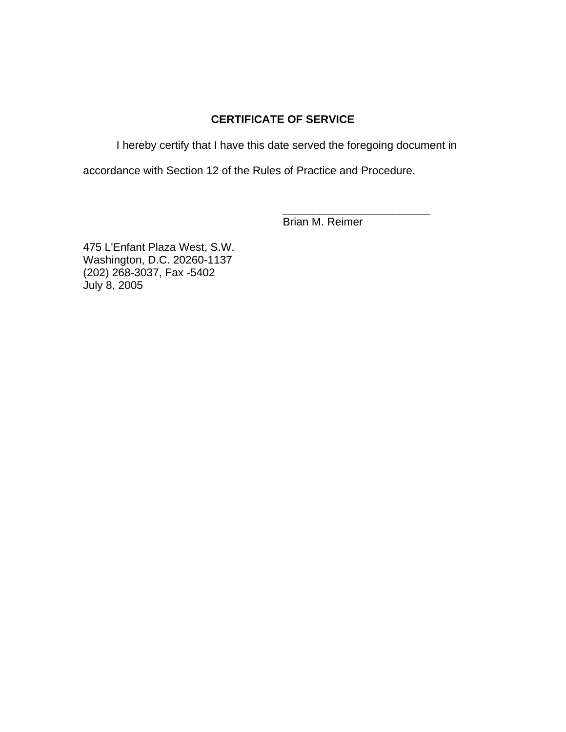## CERTIFICATE OF SERVICE

I hereby certify that I have this date served the foregoing document in accordance with Section 12 of the Rules of Practice and Procedure.

\_\_\_\_\_\_\_\_\_\_\_\_\_\_\_\_\_\_\_\_\_\_\_\_\_
Brian M. Reimer

475 L'Enfant Plaza West, S.W.
Washington, D.C. 20260-1137
(202) 268-3037, Fax -5402
July 8, 2005